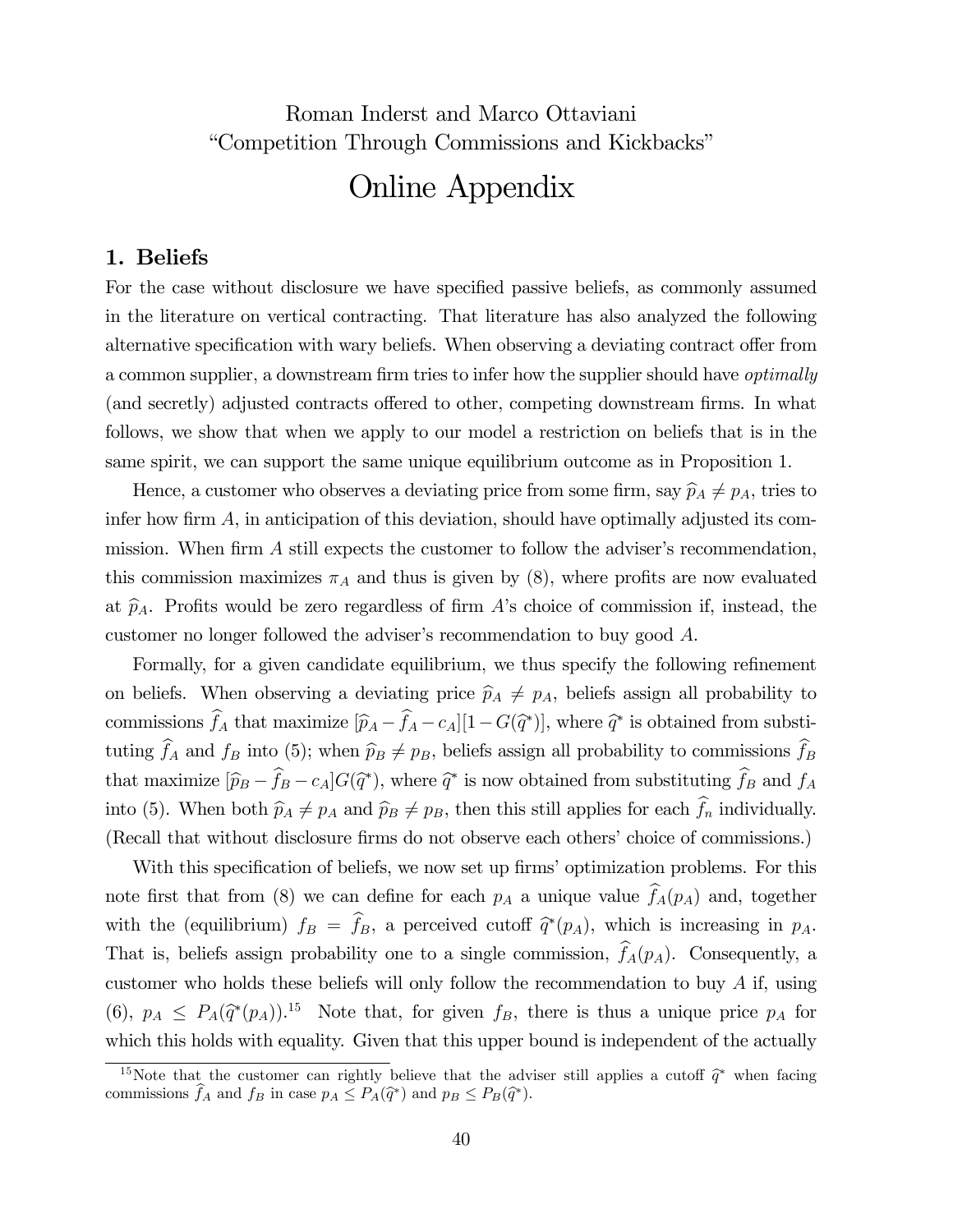Roman Inderst and Marco Ottaviani
"Competition Through Commissions and Kickbacks"

# Online Appendix

## 1. Beliefs

For the case without disclosure we have specified passive beliefs, as commonly assumed in the literature on vertical contracting. That literature has also analyzed the following alternative specification with wary beliefs. When observing a deviating contract offer from a common supplier, a downstream firm tries to infer how the supplier should have *optimally* (and secretly) adjusted contracts offered to other, competing downstream firms. In what follows, we show that when we apply to our model a restriction on beliefs that is in the same spirit, we can support the same unique equilibrium outcome as in Proposition 1.

Hence, a customer who observes a deviating price from some firm, say $\widehat{p}_A \neq p_A$, tries to infer how firm $A$, in anticipation of this deviation, should have optimally adjusted its commission. When firm $A$ still expects the customer to follow the adviser's recommendation, this commission maximizes $\pi_A$ and thus is given by (8), where profits are now evaluated at $\widehat{p}_A$. Profits would be zero regardless of firm $A$'s choice of commission if, instead, the customer no longer followed the adviser's recommendation to buy good $A$.

Formally, for a given candidate equilibrium, we thus specify the following refinement on beliefs. When observing a deviating price $\widehat{p}_A \neq p_A$, beliefs assign all probability to commissions $\widehat{f}_A$ that maximize $[\widehat{p}_A - \widehat{f}_A - c_A][1 - G(\widehat{q}^*)]$, where $\widehat{q}^*$ is obtained from substituting $\widehat{f}_A$ and $f_B$ into (5); when $\widehat{p}_B \neq p_B$, beliefs assign all probability to commissions $\widehat{f}_B$ that maximize $[\widehat{p}_B - \widehat{f}_B - c_A]G(\widehat{q}^*)$, where $\widehat{q}^*$ is now obtained from substituting $\widehat{f}_B$ and $f_A$ into (5). When both $\widehat{p}_A \neq p_A$ and $\widehat{p}_B \neq p_B$, then this still applies for each $\widehat{f}_n$ individually. (Recall that without disclosure firms do not observe each others' choice of commissions.)

With this specification of beliefs, we now set up firms' optimization problems. For this note first that from (8) we can define for each $p_A$ a unique value $\widehat{f}_A(p_A)$ and, together with the (equilibrium) $f_B = \widehat{f}_B$, a perceived cutoff $\widehat{q}^*(p_A)$, which is increasing in $p_A$. That is, beliefs assign probability one to a single commission, $\widehat{f}_A(p_A)$. Consequently, a customer who holds these beliefs will only follow the recommendation to buy $A$ if, using (6), $p_A \leq P_A(\widehat{q}^*(p_A))$.[15] Note that, for given $f_B$, there is thus a unique price $p_A$ for which this holds with equality. Given that this upper bound is independent of the actually

[15] Note that the customer can rightly believe that the adviser still applies a cutoff $\widehat{q}^*$ when facing commissions $\widehat{f}_A$ and $f_B$ in case $p_A \leq P_A(\widehat{q}^*)$ and $p_B \leq P_B(\widehat{q}^*)$.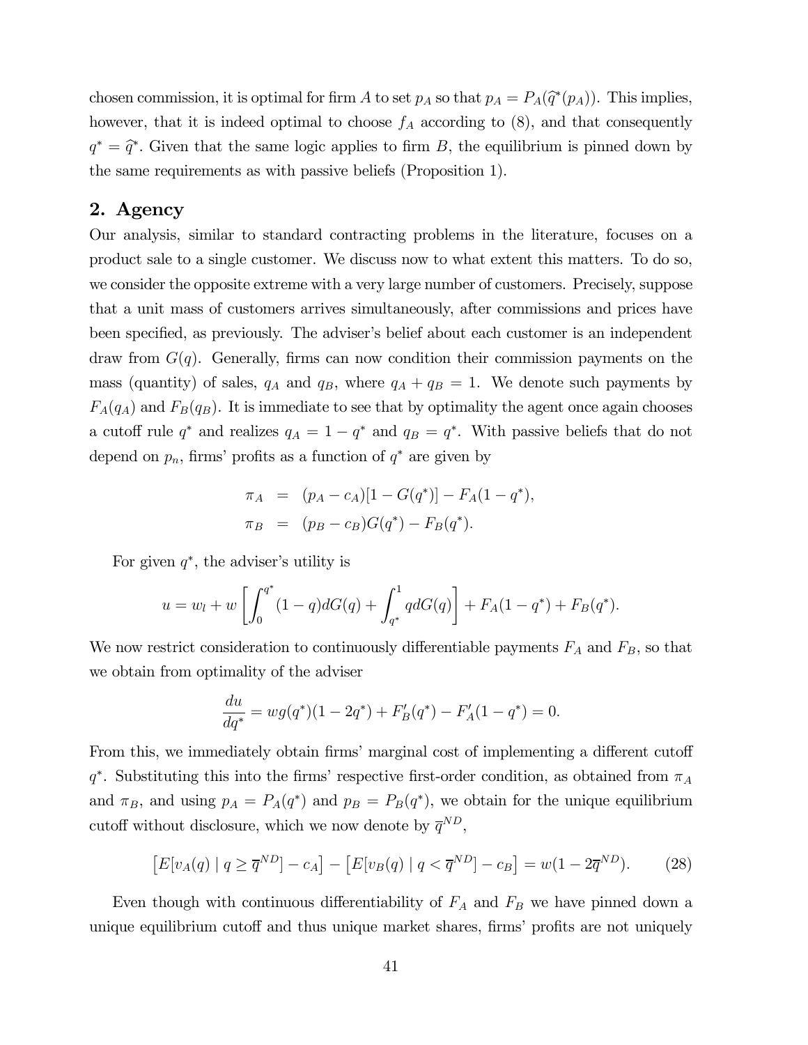chosen commission, it is optimal for firm $A$ to set $p_A$ so that $p_A = P_A(\widehat{q}^*(p_A))$. This implies, however, that it is indeed optimal to choose $f_A$ according to (8), and that consequently $q^* = \widehat{q}^*$. Given that the same logic applies to firm $B$, the equilibrium is pinned down by the same requirements as with passive beliefs (Proposition 1).

## 2. Agency

Our analysis, similar to standard contracting problems in the literature, focuses on a product sale to a single customer. We discuss now to what extent this matters. To do so, we consider the opposite extreme with a very large number of customers. Precisely, suppose that a unit mass of customers arrives simultaneously, after commissions and prices have been specified, as previously. The adviser's belief about each customer is an independent draw from $G(q)$. Generally, firms can now condition their commission payments on the mass (quantity) of sales, $q_A$ and $q_B$, where $q_A + q_B = 1$. We denote such payments by $F_A(q_A)$ and $F_B(q_B)$. It is immediate to see that by optimality the agent once again chooses a cutoff rule $q^*$ and realizes $q_A = 1 - q^*$ and $q_B = q^*$. With passive beliefs that do not depend on $p_n$, firms' profits as a function of $q^*$ are given by

$$
\begin{aligned}
\pi_A &= (p_A - c_A)[1 - G(q^*)] - F_A(1 - q^*), \\
\pi_B &= (p_B - c_B)G(q^*) - F_B(q^*).
\end{aligned}
$$

For given $q^*$, the adviser's utility is

$$
u = w_l + w\left[\int_0^{q^*}(1-q)dG(q) + \int_{q^*}^1 q dG(q)\right] + F_A(1-q^*) + F_B(q^*).
$$

We now restrict consideration to continuously differentiable payments $F_A$ and $F_B$, so that we obtain from optimality of the adviser

$$
\frac{du}{dq^*} = wg(q^*)(1 - 2q^*) + F_B'(q^*) - F_A'(1 - q^*) = 0.
$$

From this, we immediately obtain firms' marginal cost of implementing a different cutoff $q^*$. Substituting this into the firms' respective first-order condition, as obtained from $\pi_A$ and $\pi_B$, and using $p_A = P_A(q^*)$ and $p_B = P_B(q^*)$, we obtain for the unique equilibrium cutoff without disclosure, which we now denote by $\overline{q}^{ND}$,

$$
\left[E[v_A(q) \mid q \geq \overline{q}^{ND}] - c_A\right] - \left[E[v_B(q) \mid q < \overline{q}^{ND}] - c_B\right] = w(1 - 2\overline{q}^{ND}). \qquad (28)
$$

Even though with continuous differentiability of $F_A$ and $F_B$ we have pinned down a unique equilibrium cutoff and thus unique market shares, firms' profits are not uniquely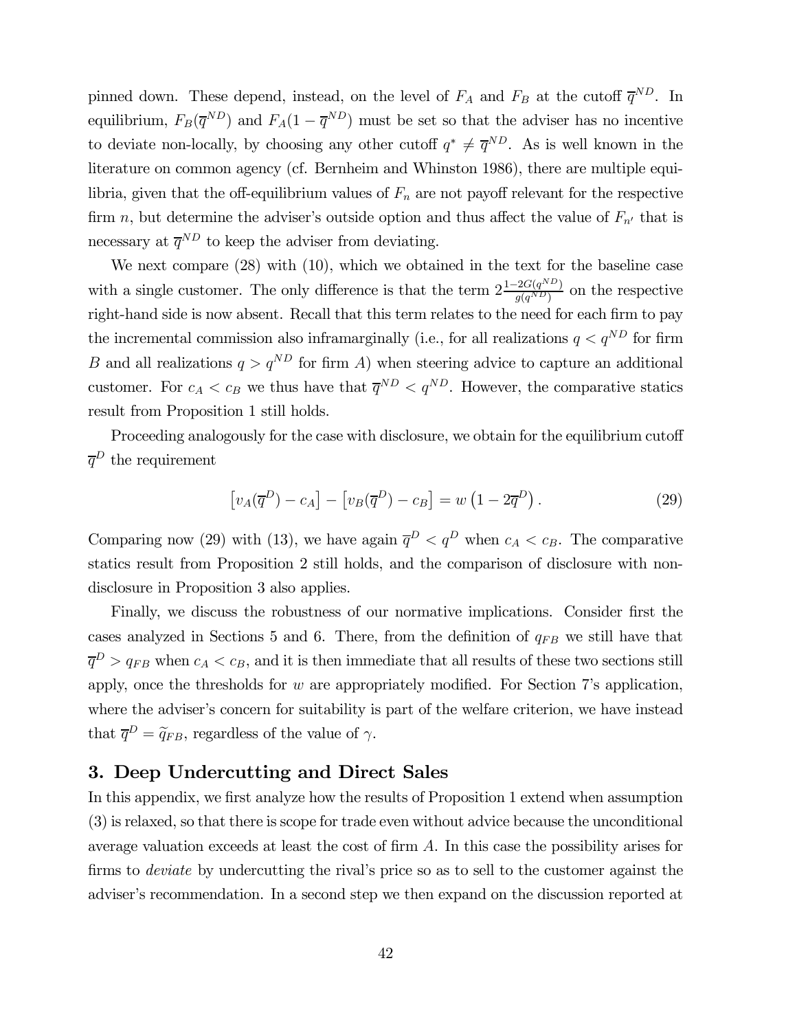pinned down. These depend, instead, on the level of $F_A$ and $F_B$ at the cutoff $\overline{q}^{ND}$. In equilibrium, $F_B(\overline{q}^{ND})$ and $F_A(1-\overline{q}^{ND})$ must be set so that the adviser has no incentive to deviate non-locally, by choosing any other cutoff $q^* \neq \overline{q}^{ND}$. As is well known in the literature on common agency (cf. Bernheim and Whinston 1986), there are multiple equilibria, given that the off-equilibrium values of $F_n$ are not payoff relevant for the respective firm $n$, but determine the adviser's outside option and thus affect the value of $F_{n'}$ that is necessary at $\overline{q}^{ND}$ to keep the adviser from deviating.

We next compare (28) with (10), which we obtained in the text for the baseline case with a single customer. The only difference is that the term $2\frac{1-2G(q^{ND})}{g(q^{ND})}$ on the respective right-hand side is now absent. Recall that this term relates to the need for each firm to pay the incremental commission also inframarginally (i.e., for all realizations $q < q^{ND}$ for firm $B$ and all realizations $q > q^{ND}$ for firm $A$) when steering advice to capture an additional customer. For $c_A < c_B$ we thus have that $\overline{q}^{ND} < q^{ND}$. However, the comparative statics result from Proposition 1 still holds.

Proceeding analogously for the case with disclosure, we obtain for the equilibrium cutoff $\overline{q}^{D}$ the requirement

$$\left[v_A(\overline{q}^{D}) - c_A\right] - \left[v_B(\overline{q}^{D}) - c_B\right] = w\left(1 - 2\overline{q}^{D}\right). \tag{29}$$

Comparing now (29) with (13), we have again $\overline{q}^{D} < q^{D}$ when $c_A < c_B$. The comparative statics result from Proposition 2 still holds, and the comparison of disclosure with non-disclosure in Proposition 3 also applies.

Finally, we discuss the robustness of our normative implications. Consider first the cases analyzed in Sections 5 and 6. There, from the definition of $q_{FB}$ we still have that $\overline{q}^{D} > q_{FB}$ when $c_A < c_B$, and it is then immediate that all results of these two sections still apply, once the thresholds for $w$ are appropriately modified. For Section 7's application, where the adviser's concern for suitability is part of the welfare criterion, we have instead that $\overline{q}^{D} = \widetilde{q}_{FB}$, regardless of the value of $\gamma$.

## 3. Deep Undercutting and Direct Sales

In this appendix, we first analyze how the results of Proposition 1 extend when assumption (3) is relaxed, so that there is scope for trade even without advice because the unconditional average valuation exceeds at least the cost of firm $A$. In this case the possibility arises for firms to *deviate* by undercutting the rival's price so as to sell to the customer against the adviser's recommendation. In a second step we then expand on the discussion reported at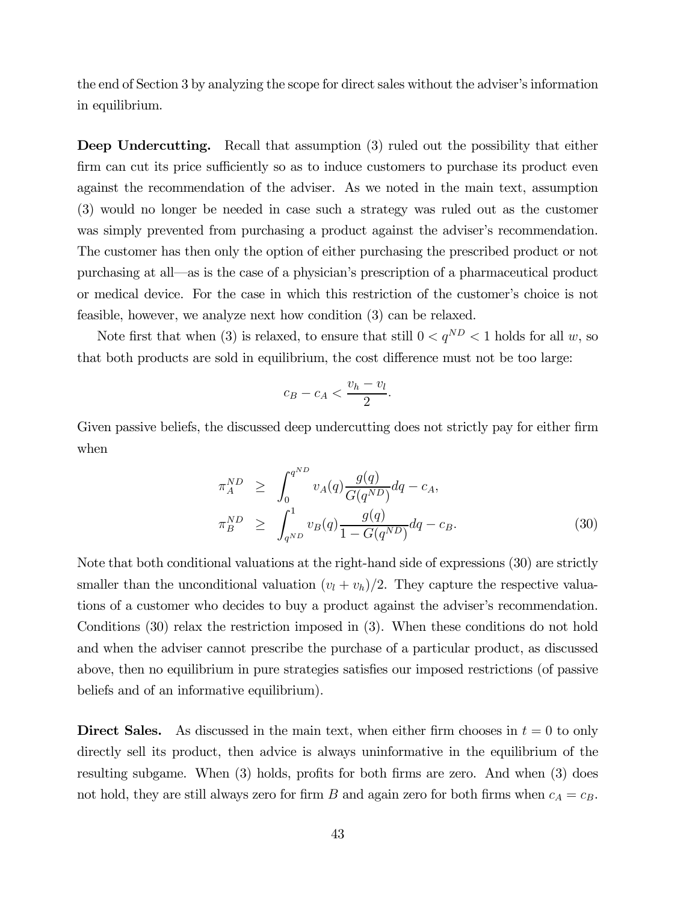the end of Section 3 by analyzing the scope for direct sales without the adviser's information in equilibrium.

**Deep Undercutting.** Recall that assumption (3) ruled out the possibility that either firm can cut its price sufficiently so as to induce customers to purchase its product even against the recommendation of the adviser. As we noted in the main text, assumption (3) would no longer be needed in case such a strategy was ruled out as the customer was simply prevented from purchasing a product against the adviser's recommendation. The customer has then only the option of either purchasing the prescribed product or not purchasing at all—as is the case of a physician's prescription of a pharmaceutical product or medical device. For the case in which this restriction of the customer's choice is not feasible, however, we analyze next how condition (3) can be relaxed.

Note first that when (3) is relaxed, to ensure that still $0 < q^{ND} < 1$ holds for all $w$, so that both products are sold in equilibrium, the cost difference must not be too large:

$$c_B - c_A < \frac{v_h - v_l}{2}.$$

Given passive beliefs, the discussed deep undercutting does not strictly pay for either firm when

$$\begin{aligned}
\pi_A^{ND} &\geq \int_0^{q^{ND}} v_A(q) \frac{g(q)}{G(q^{ND})} dq - c_A, \\
\pi_B^{ND} &\geq \int_{q^{ND}}^1 v_B(q) \frac{g(q)}{1 - G(q^{ND})} dq - c_B.
\end{aligned} \tag{30}$$

Note that both conditional valuations at the right-hand side of expressions (30) are strictly smaller than the unconditional valuation $(v_l + v_h)/2$. They capture the respective valuations of a customer who decides to buy a product against the adviser's recommendation. Conditions (30) relax the restriction imposed in (3). When these conditions do not hold and when the adviser cannot prescribe the purchase of a particular product, as discussed above, then no equilibrium in pure strategies satisfies our imposed restrictions (of passive beliefs and of an informative equilibrium).

**Direct Sales.** As discussed in the main text, when either firm chooses in $t = 0$ to only directly sell its product, then advice is always uninformative in the equilibrium of the resulting subgame. When (3) holds, profits for both firms are zero. And when (3) does not hold, they are still always zero for firm $B$ and again zero for both firms when $c_A = c_B$.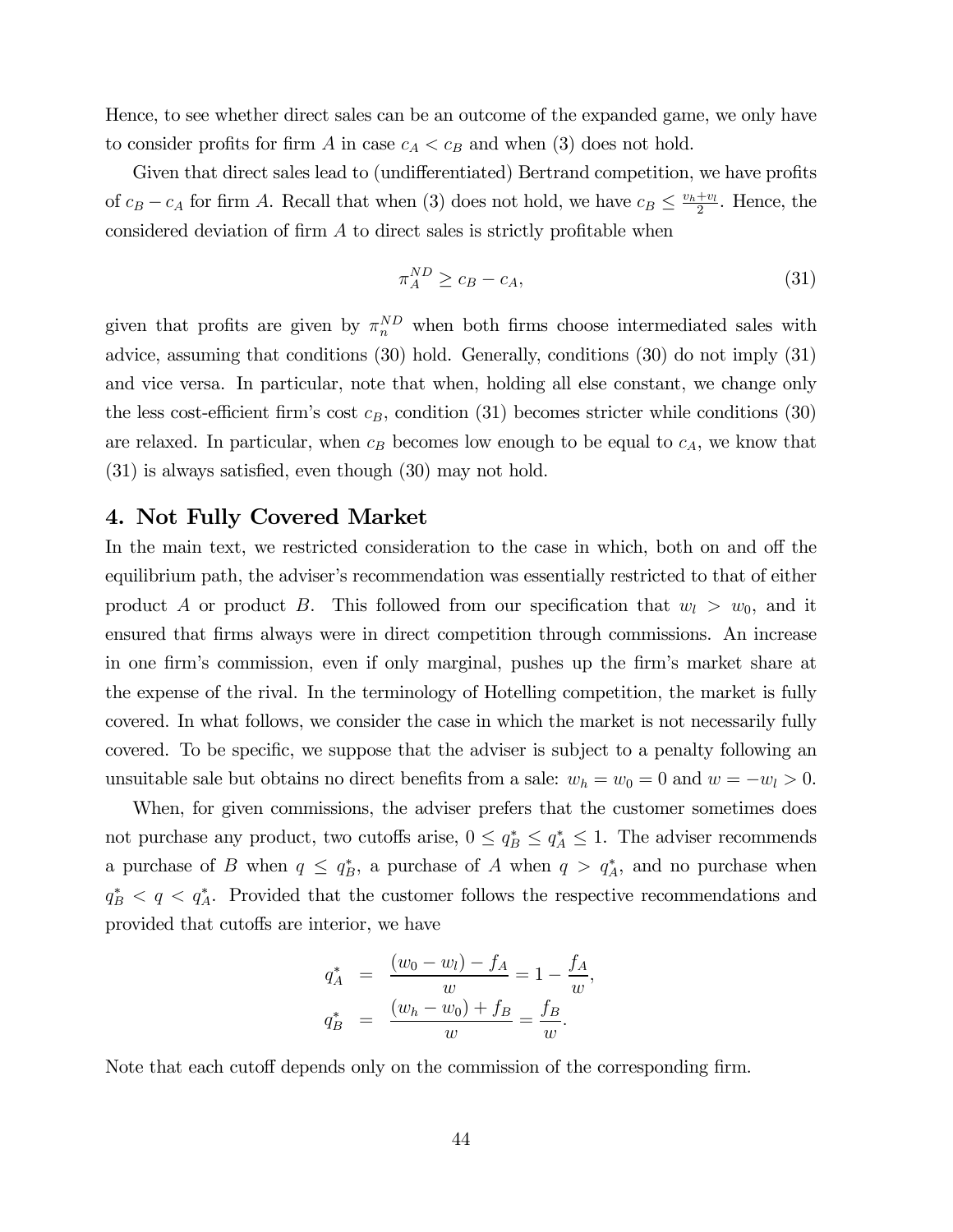Hence, to see whether direct sales can be an outcome of the expanded game, we only have to consider profits for firm $A$ in case $c_A < c_B$ and when (3) does not hold.

Given that direct sales lead to (undifferentiated) Bertrand competition, we have profits of $c_B - c_A$ for firm $A$. Recall that when (3) does not hold, we have $c_B \leq \frac{v_h + v_l}{2}$. Hence, the considered deviation of firm $A$ to direct sales is strictly profitable when

$$\pi_A^{ND} \geq c_B - c_A, \tag{31}$$

given that profits are given by $\pi_n^{ND}$ when both firms choose intermediated sales with advice, assuming that conditions (30) hold. Generally, conditions (30) do not imply (31) and vice versa. In particular, note that when, holding all else constant, we change only the less cost-efficient firm's cost $c_B$, condition (31) becomes stricter while conditions (30) are relaxed. In particular, when $c_B$ becomes low enough to be equal to $c_A$, we know that (31) is always satisfied, even though (30) may not hold.

## 4. Not Fully Covered Market

In the main text, we restricted consideration to the case in which, both on and off the equilibrium path, the adviser's recommendation was essentially restricted to that of either product $A$ or product $B$. This followed from our specification that $w_l > w_0$, and it ensured that firms always were in direct competition through commissions. An increase in one firm's commission, even if only marginal, pushes up the firm's market share at the expense of the rival. In the terminology of Hotelling competition, the market is fully covered. In what follows, we consider the case in which the market is not necessarily fully covered. To be specific, we suppose that the adviser is subject to a penalty following an unsuitable sale but obtains no direct benefits from a sale: $w_h = w_0 = 0$ and $w = -w_l > 0$.

When, for given commissions, the adviser prefers that the customer sometimes does not purchase any product, two cutoffs arise, $0 \leq q_B^* \leq q_A^* \leq 1$. The adviser recommends a purchase of $B$ when $q \leq q_B^*$, a purchase of $A$ when $q > q_A^*$, and no purchase when $q_B^* < q < q_A^*$. Provided that the customer follows the respective recommendations and provided that cutoffs are interior, we have

$$\begin{aligned}
q_A^* &= \frac{(w_0 - w_l) - f_A}{w} = 1 - \frac{f_A}{w}, \\
q_B^* &= \frac{(w_h - w_0) + f_B}{w} = \frac{f_B}{w}.
\end{aligned}$$

Note that each cutoff depends only on the commission of the corresponding firm.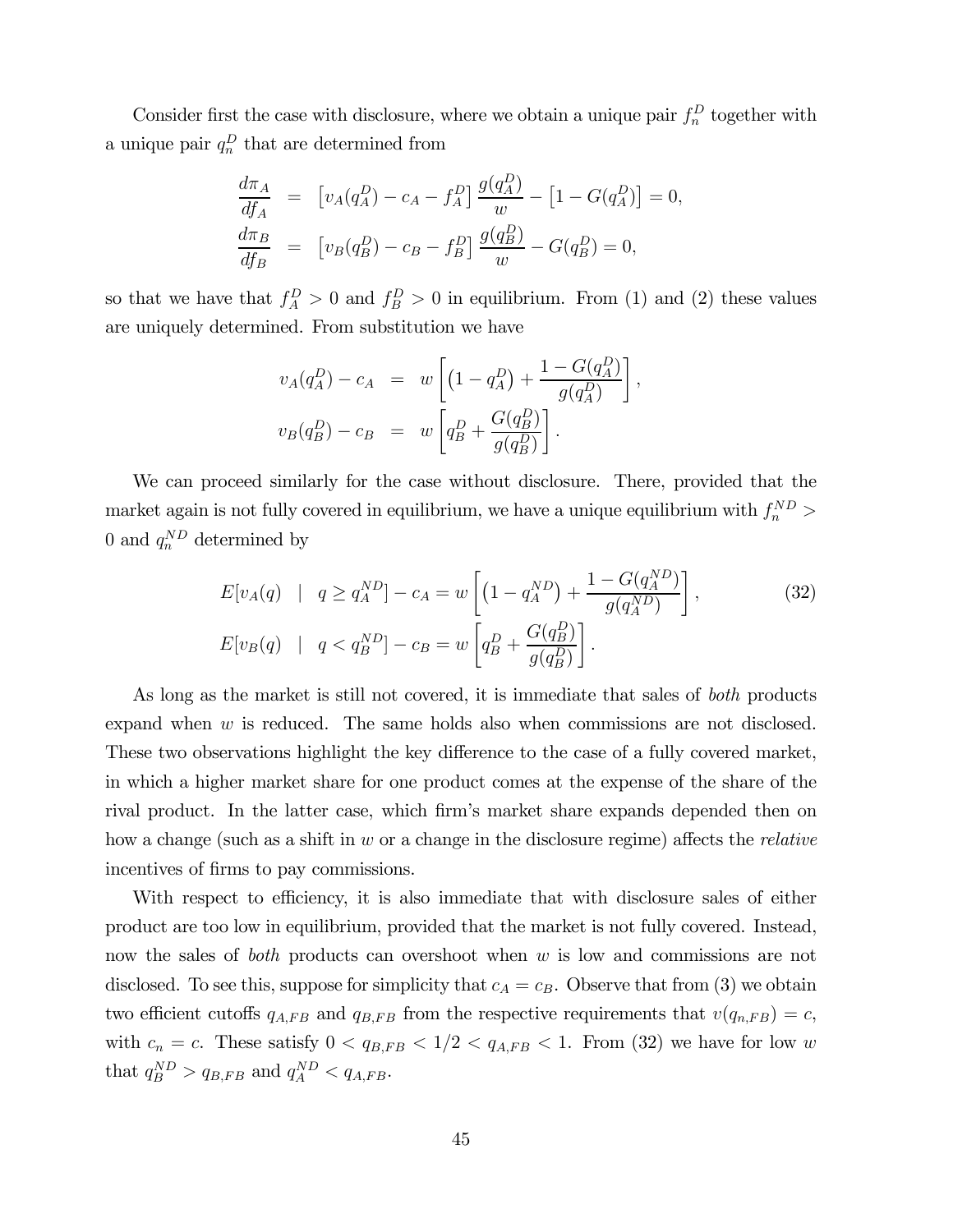Consider first the case with disclosure, where we obtain a unique pair $f_n^D$ together with a unique pair $q_n^D$ that are determined from

$$
\begin{aligned}
\frac{d\pi_A}{df_A} &= \left[v_A(q_A^D) - c_A - f_A^D\right] \frac{g(q_A^D)}{w} - \left[1 - G(q_A^D)\right] = 0, \\
\frac{d\pi_B}{df_B} &= \left[v_B(q_B^D) - c_B - f_B^D\right] \frac{g(q_B^D)}{w} - G(q_B^D) = 0,
\end{aligned}
$$

so that we have that $f_A^D > 0$ and $f_B^D > 0$ in equilibrium. From (1) and (2) these values are uniquely determined. From substitution we have

$$
\begin{aligned}
v_A(q_A^D) - c_A &= w\left[\left(1 - q_A^D\right) + \frac{1 - G(q_A^D)}{g(q_A^D)}\right], \\
v_B(q_B^D) - c_B &= w\left[q_B^D + \frac{G(q_B^D)}{g(q_B^D)}\right].
\end{aligned}
$$

We can proceed similarly for the case without disclosure. There, provided that the market again is not fully covered in equilibrium, we have a unique equilibrium with $f_n^{ND} > 0$ and $q_n^{ND}$ determined by

$$
\begin{aligned}
E[v_A(q) \quad | \quad q \geq q_A^{ND}] - c_A &= w\left[\left(1 - q_A^{ND}\right) + \frac{1 - G(q_A^{ND})}{g(q_A^{ND})}\right], \\
E[v_B(q) \quad | \quad q < q_B^{ND}] - c_B &= w\left[q_B^D + \frac{G(q_B^D)}{g(q_B^D)}\right].
\end{aligned}
\tag{32}
$$

As long as the market is still not covered, it is immediate that sales of *both* products expand when $w$ is reduced. The same holds also when commissions are not disclosed. These two observations highlight the key difference to the case of a fully covered market, in which a higher market share for one product comes at the expense of the share of the rival product. In the latter case, which firm's market share expands depended then on how a change (such as a shift in $w$ or a change in the disclosure regime) affects the *relative* incentives of firms to pay commissions.

With respect to efficiency, it is also immediate that with disclosure sales of either product are too low in equilibrium, provided that the market is not fully covered. Instead, now the sales of *both* products can overshoot when $w$ is low and commissions are not disclosed. To see this, suppose for simplicity that $c_A = c_B$. Observe that from (3) we obtain two efficient cutoffs $q_{A,FB}$ and $q_{B,FB}$ from the respective requirements that $v(q_{n,FB}) = c$, with $c_n = c$. These satisfy $0 < q_{B,FB} < 1/2 < q_{A,FB} < 1$. From (32) we have for low $w$ that $q_B^{ND} > q_{B,FB}$ and $q_A^{ND} < q_{A,FB}$.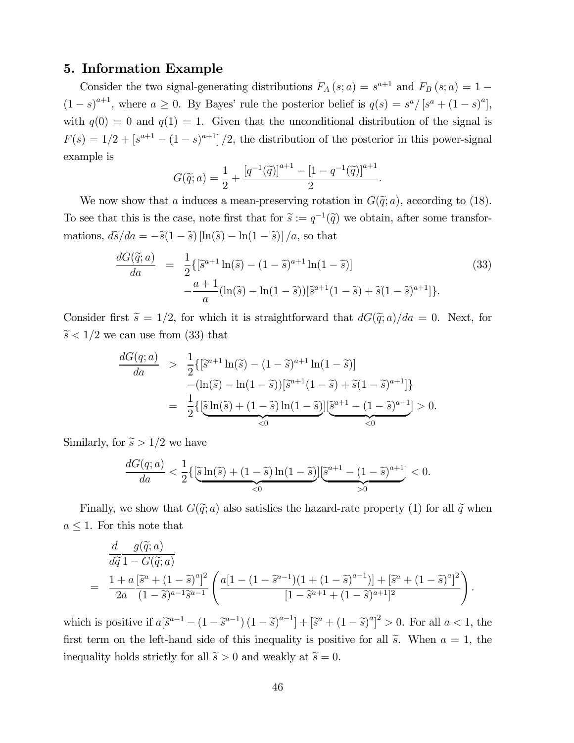## 5. Information Example

Consider the two signal-generating distributions $F_A(s;a) = s^{a+1}$ and $F_B(s;a) = 1 - (1-s)^{a+1}$, where $a \geq 0$. By Bayes' rule the posterior belief is $q(s) = s^a / [s^a + (1-s)^a]$, with $q(0) = 0$ and $q(1) = 1$. Given that the unconditional distribution of the signal is $F(s) = 1/2 + [s^{a+1} - (1-s)^{a+1}]/2$, the distribution of the posterior in this power-signal example is

$$G(\widetilde{q};a) = \frac{1}{2} + \frac{[q^{-1}(\widetilde{q})]^{a+1} - [1 - q^{-1}(\widetilde{q})]^{a+1}}{2}.$$

We now show that $a$ induces a mean-preserving rotation in $G(\widetilde{q};a)$, according to (18). To see that this is the case, note first that for $\widetilde{s} := q^{-1}(\widetilde{q})$ we obtain, after some transformations, $d\widetilde{s}/da = -\widetilde{s}(1-\widetilde{s})[\ln(\widetilde{s}) - \ln(1-\widetilde{s})]/a$, so that

$$\begin{aligned}\frac{dG(\widetilde{q};a)}{da} &= \frac{1}{2}\{[\widetilde{s}^{a+1}\ln(\widetilde{s}) - (1-\widetilde{s})^{a+1}\ln(1-\widetilde{s})] \\ &\quad - \frac{a+1}{a}(\ln(\widetilde{s}) - \ln(1-\widetilde{s}))[\widetilde{s}^{a+1}(1-\widetilde{s}) + \widetilde{s}(1-\widetilde{s})^{a+1}]\}.\end{aligned} \tag{33}$$

Consider first $\widetilde{s} = 1/2$, for which it is straightforward that $dG(\widetilde{q};a)/da = 0$. Next, for $\widetilde{s} < 1/2$ we can use from (33) that

$$\begin{aligned}\frac{dG(q;a)}{da} &> \frac{1}{2}\{[\widetilde{s}^{a+1}\ln(\widetilde{s}) - (1-\widetilde{s})^{a+1}\ln(1-\widetilde{s})] \\ &\quad - (\ln(\widetilde{s}) - \ln(1-\widetilde{s}))[\widetilde{s}^{a+1}(1-\widetilde{s}) + \widetilde{s}(1-\widetilde{s})^{a+1}]\} \\ &= \frac{1}{2}\{[\underbrace{\widetilde{s}\ln(\widetilde{s}) + (1-\widetilde{s})\ln(1-\widetilde{s})}_{<0}][\underbrace{\widetilde{s}^{a+1} - (1-\widetilde{s})^{a+1}}_{<0}] > 0.\end{aligned}$$

Similarly, for $\widetilde{s} > 1/2$ we have

$$\frac{dG(q;a)}{da} < \frac{1}{2}\{[\underbrace{\widetilde{s}\ln(\widetilde{s}) + (1-\widetilde{s})\ln(1-\widetilde{s})}_{<0}][\underbrace{\widetilde{s}^{a+1} - (1-\widetilde{s})^{a+1}}_{>0}] < 0.$$

Finally, we show that $G(\widetilde{q};a)$ also satisfies the hazard-rate property (1) for all $\widetilde{q}$ when $a \leq 1$. For this note that

$$\begin{aligned}&\frac{d}{d\widetilde{q}}\frac{g(\widetilde{q};a)}{1 - G(\widetilde{q};a)} \\ &= \frac{1+a}{2a}\frac{[\widetilde{s}^a + (1-\widetilde{s})^a]^2}{(1-\widetilde{s})^{a-1}\widetilde{s}^{a-1}}\left(\frac{a[1 - (1-\widetilde{s}^{a-1})(1 + (1-\widetilde{s})^{a-1})] + [\widetilde{s}^a + (1-\widetilde{s})^a]^2}{[1 - \widetilde{s}^{a+1} + (1-\widetilde{s})^{a+1}]^2}\right).\end{aligned}$$

which is positive if $a[\widetilde{s}^{a-1} - (1-\widetilde{s}^{a-1})(1-\widetilde{s})^{a-1}] + [\widetilde{s}^a + (1-\widetilde{s})^a]^2 > 0$. For all $a < 1$, the first term on the left-hand side of this inequality is positive for all $\widetilde{s}$. When $a = 1$, the inequality holds strictly for all $\widetilde{s} > 0$ and weakly at $\widetilde{s} = 0$.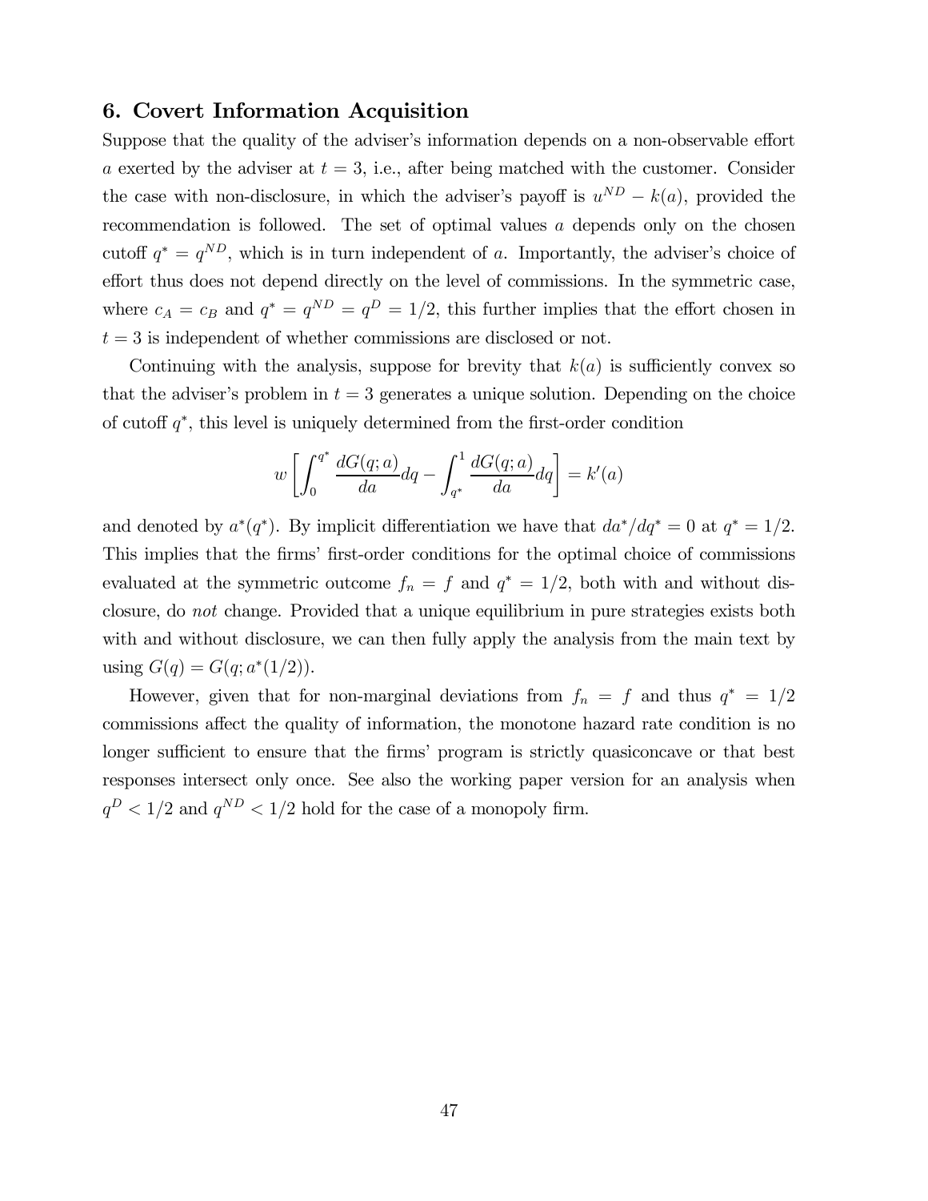## 6. Covert Information Acquisition

Suppose that the quality of the adviser's information depends on a non-observable effort $a$ exerted by the adviser at $t = 3$, i.e., after being matched with the customer. Consider the case with non-disclosure, in which the adviser's payoff is $u^{ND} - k(a)$, provided the recommendation is followed. The set of optimal values $a$ depends only on the chosen cutoff $q^* = q^{ND}$, which is in turn independent of $a$. Importantly, the adviser's choice of effort thus does not depend directly on the level of commissions. In the symmetric case, where $c_A = c_B$ and $q^* = q^{ND} = q^D = 1/2$, this further implies that the effort chosen in $t = 3$ is independent of whether commissions are disclosed or not.

Continuing with the analysis, suppose for brevity that $k(a)$ is sufficiently convex so that the adviser's problem in $t = 3$ generates a unique solution. Depending on the choice of cutoff $q^*$, this level is uniquely determined from the first-order condition

$$w\left[\int_0^{q^*} \frac{dG(q;a)}{da}dq - \int_{q^*}^1 \frac{dG(q;a)}{da}dq\right] = k'(a)$$

and denoted by $a^*(q^*)$. By implicit differentiation we have that $da^*/dq^* = 0$ at $q^* = 1/2$. This implies that the firms' first-order conditions for the optimal choice of commissions evaluated at the symmetric outcome $f_n = f$ and $q^* = 1/2$, both with and without disclosure, do *not* change. Provided that a unique equilibrium in pure strategies exists both with and without disclosure, we can then fully apply the analysis from the main text by using $G(q) = G(q; a^*(1/2))$.

However, given that for non-marginal deviations from $f_n = f$ and thus $q^* = 1/2$ commissions affect the quality of information, the monotone hazard rate condition is no longer sufficient to ensure that the firms' program is strictly quasiconcave or that best responses intersect only once. See also the working paper version for an analysis when $q^D < 1/2$ and $q^{ND} < 1/2$ hold for the case of a monopoly firm.